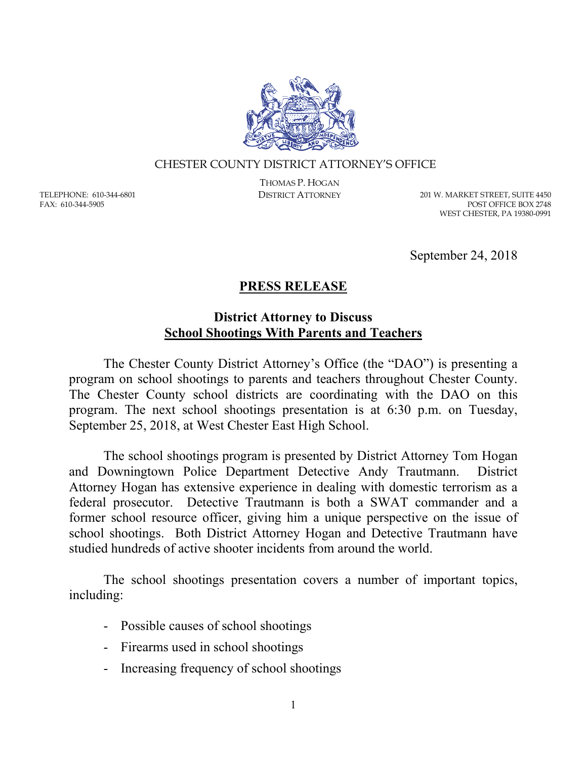CHESTER COUNTY DISTRICT ATTORNEY'S OFFICE

THOMAS P. HOGAN
DISTRICT ATTORNEY

TELEPHONE: 610-344-6801
FAX: 610-344-5905

201 W. MARKET STREET, SUITE 4450
POST OFFICE BOX 2748
WEST CHESTER, PA 19380-0991

September 24, 2018

# PRESS RELEASE

## District Attorney to Discuss School Shootings With Parents and Teachers

The Chester County District Attorney's Office (the "DAO") is presenting a program on school shootings to parents and teachers throughout Chester County. The Chester County school districts are coordinating with the DAO on this program. The next school shootings presentation is at 6:30 p.m. on Tuesday, September 25, 2018, at West Chester East High School.

The school shootings program is presented by District Attorney Tom Hogan and Downingtown Police Department Detective Andy Trautmann. District Attorney Hogan has extensive experience in dealing with domestic terrorism as a federal prosecutor. Detective Trautmann is both a SWAT commander and a former school resource officer, giving him a unique perspective on the issue of school shootings. Both District Attorney Hogan and Detective Trautmann have studied hundreds of active shooter incidents from around the world.

The school shootings presentation covers a number of important topics, including:

- Possible causes of school shootings
- Firearms used in school shootings
- Increasing frequency of school shootings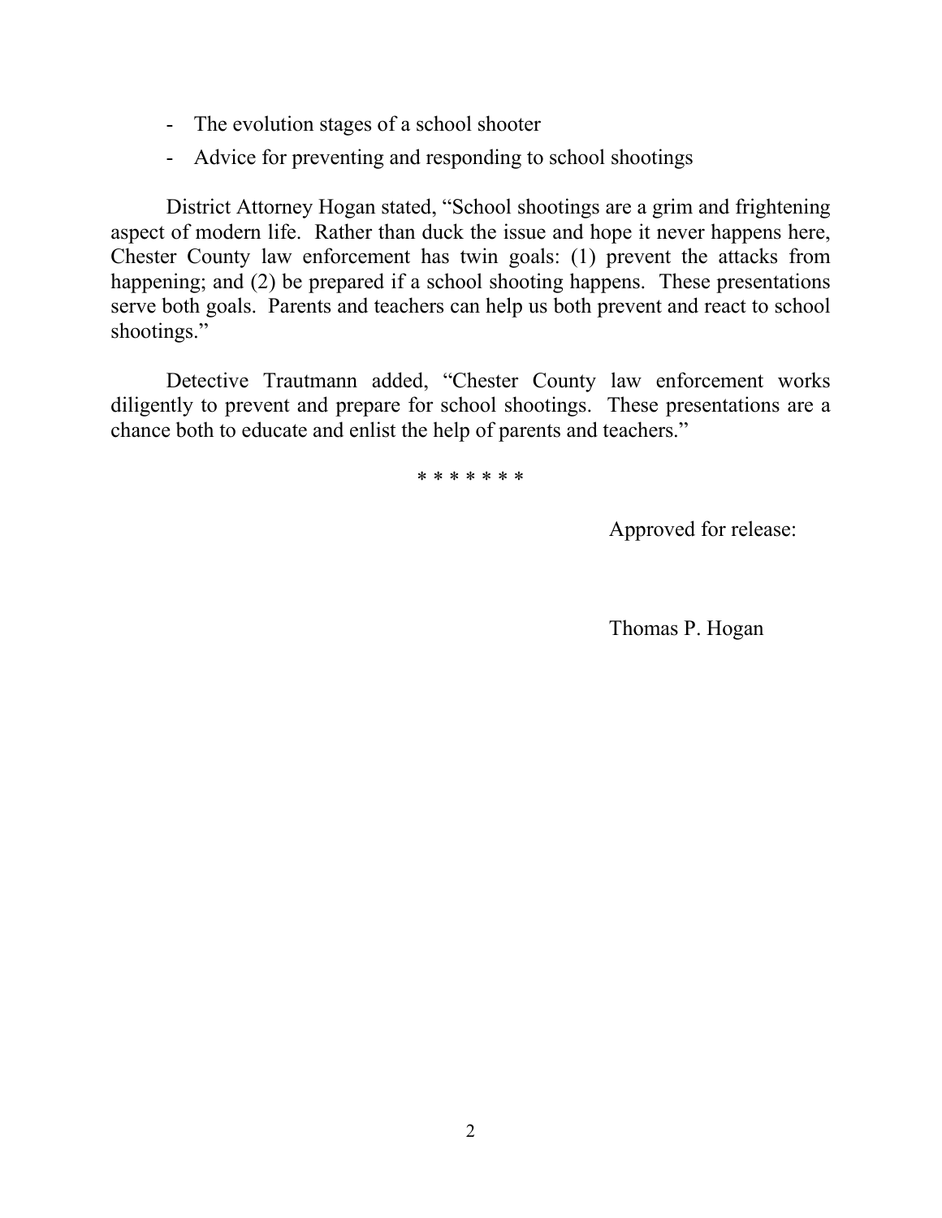- The evolution stages of a school shooter
- Advice for preventing and responding to school shootings

District Attorney Hogan stated, "School shootings are a grim and frightening aspect of modern life. Rather than duck the issue and hope it never happens here, Chester County law enforcement has twin goals: (1) prevent the attacks from happening; and (2) be prepared if a school shooting happens. These presentations serve both goals. Parents and teachers can help us both prevent and react to school shootings."

Detective Trautmann added, "Chester County law enforcement works diligently to prevent and prepare for school shootings. These presentations are a chance both to educate and enlist the help of parents and teachers."

\* \* \* \* \* \* \*

Approved for release:

Thomas P. Hogan